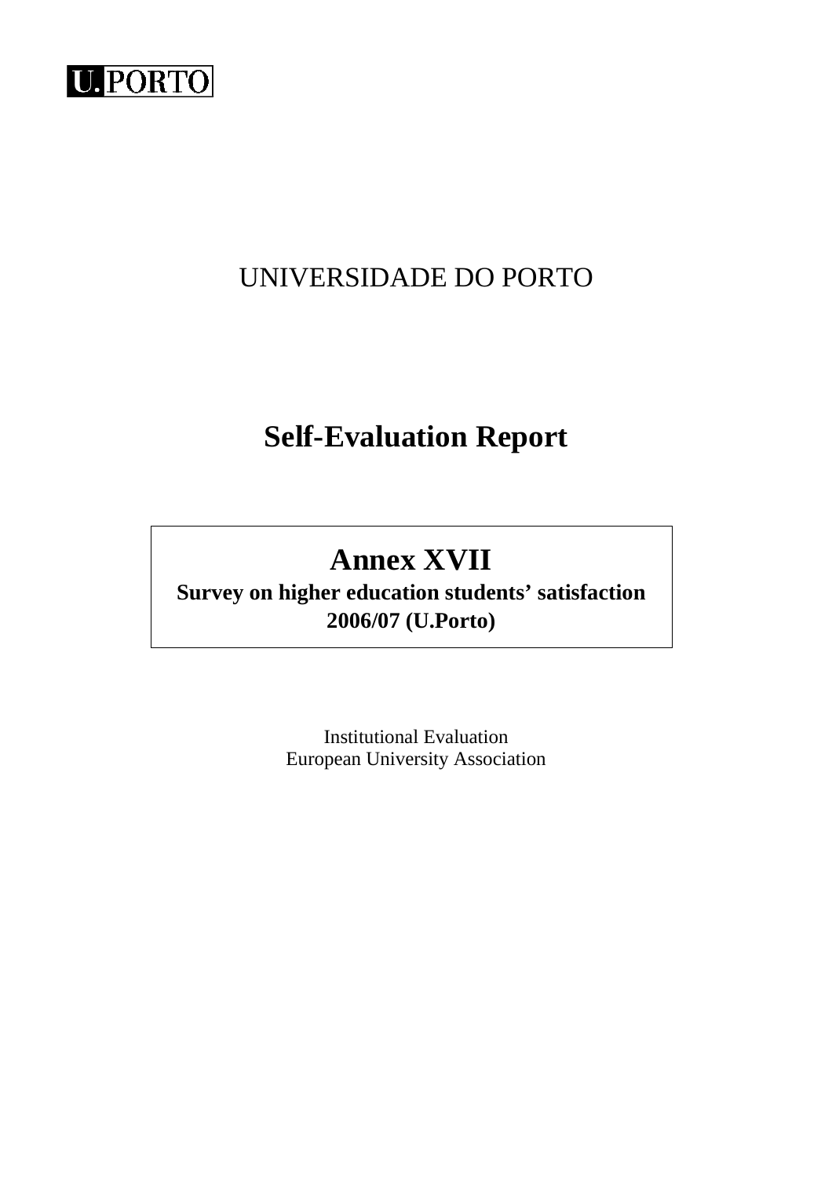U.PORTO

UNIVERSIDADE DO PORTO

# Self-Evaluation Report

## Annex XVII

**Survey on higher education students' satisfaction 2006/07 (U.Porto)**

Institutional Evaluation
European University Association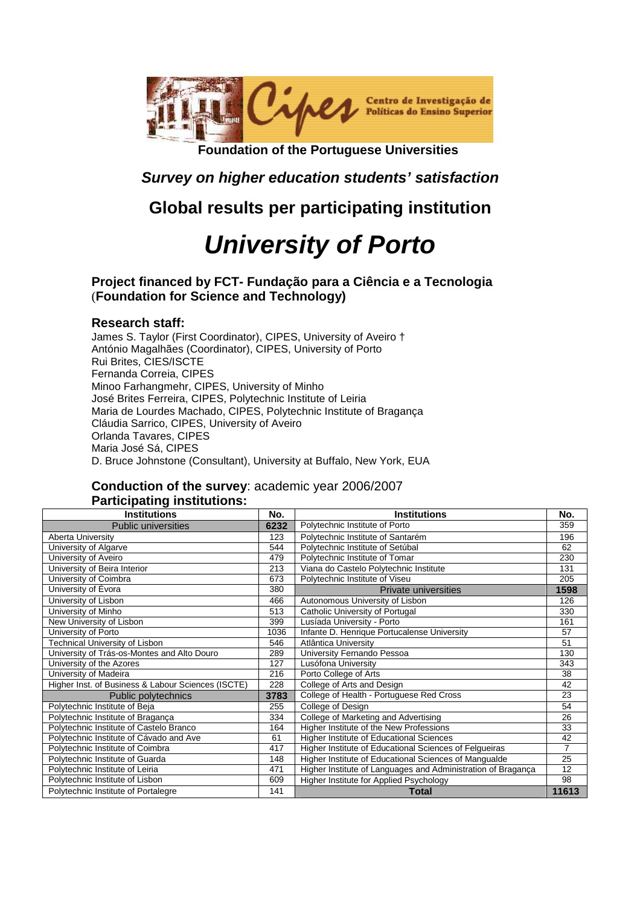**Foundation of the Portuguese Universities**

## *Survey on higher education students' satisfaction*

## Global results per participating institution

# *University of Porto*

### Project financed by FCT- Fundação para a Ciência e a Tecnologia (Foundation for Science and Technology)

### Research staff:

James S. Taylor (First Coordinator), CIPES, University of Aveiro †
António Magalhães (Coordinator), CIPES, University of Porto
Rui Brites, CIES/ISCTE
Fernanda Correia, CIPES
Minoo Farhangmehr, CIPES, University of Minho
José Brites Ferreira, CIPES, Polytechnic Institute of Leiria
Maria de Lourdes Machado, CIPES, Polytechnic Institute of Bragança
Cláudia Sarrico, CIPES, University of Aveiro
Orlanda Tavares, CIPES
Maria José Sá, CIPES
D. Bruce Johnstone (Consultant), University at Buffalo, New York, EUA

**Conduction of the survey**: academic year 2006/2007

**Participating institutions:**

| Institutions | No. | Institutions | No. |
|---|---|---|---|
| Public universities | **6232** | Polytechnic Institute of Porto | 359 |
| Aberta University | 123 | Polytechnic Institute of Santarém | 196 |
| University of Algarve | 544 | Polytechnic Institute of Setúbal | 62 |
| University of Aveiro | 479 | Polytechnic Institute of Tomar | 230 |
| University of Beira Interior | 213 | Viana do Castelo Polytechnic Institute | 131 |
| University of Coimbra | 673 | Polytechnic Institute of Viseu | 205 |
| University of Évora | 380 | Private universities | **1598** |
| University of Lisbon | 466 | Autonomous University of Lisbon | 126 |
| University of Minho | 513 | Catholic University of Portugal | 330 |
| New University of Lisbon | 399 | Lusíada University - Porto | 161 |
| University of Porto | 1036 | Infante D. Henrique Portucalense University | 57 |
| Technical University of Lisbon | 546 | Atlântica University | 51 |
| University of Trás-os-Montes and Alto Douro | 289 | University Fernando Pessoa | 130 |
| University of the Azores | 127 | Lusófona University | 343 |
| University of Madeira | 216 | Porto College of Arts | 38 |
| Higher Inst. of Business & Labour Sciences (ISCTE) | 228 | College of Arts and Design | 42 |
| Public polytechnics | **3783** | College of Health - Portuguese Red Cross | 23 |
| Polytechnic Institute of Beja | 255 | College of Design | 54 |
| Polytechnic Institute of Bragança | 334 | College of Marketing and Advertising | 26 |
| Polytechnic Institute of Castelo Branco | 164 | Higher Institute of the New Professions | 33 |
| Polytechnic Institute of Cávado and Ave | 61 | Higher Institute of Educational Sciences | 42 |
| Polytechnic Institute of Coimbra | 417 | Higher Institute of Educational Sciences of Felgueiras | 7 |
| Polytechnic Institute of Guarda | 148 | Higher Institute of Educational Sciences of Mangualde | 25 |
| Polytechnic Institute of Leiria | 471 | Higher Institute of Languages and Administration of Bragança | 12 |
| Polytechnic Institute of Lisbon | 609 | Higher Institute for Applied Psychology | 98 |
| Polytechnic Institute of Portalegre | 141 | **Total** | **11613** |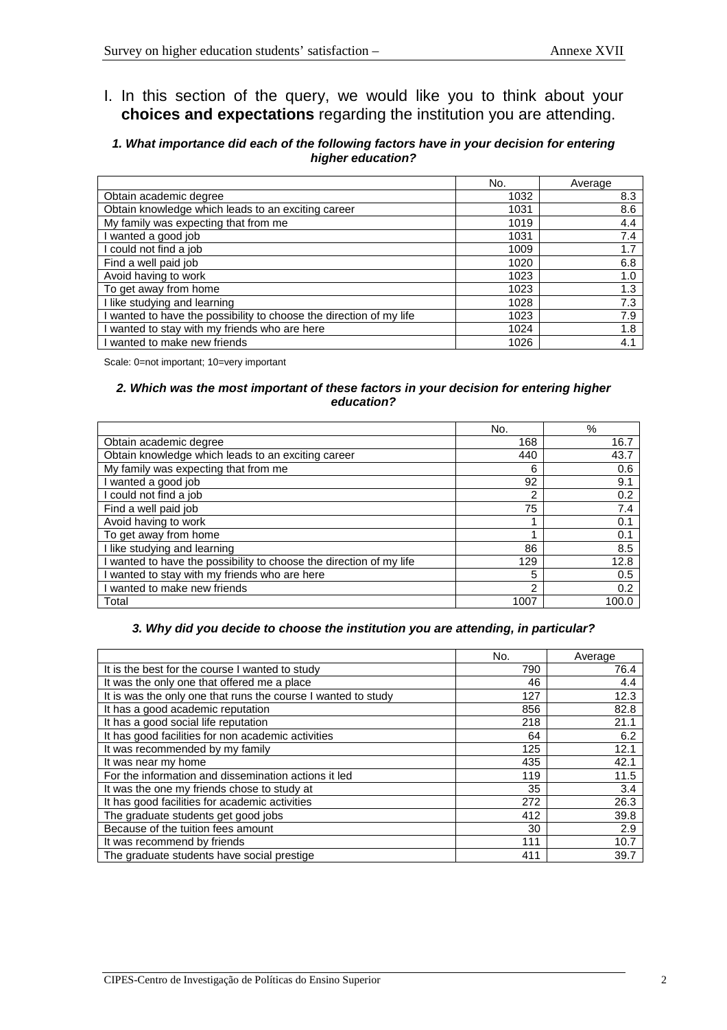# I. In this section of the query, we would like you to think about your **choices and expectations** regarding the institution you are attending.

### *1. What importance did each of the following factors have in your decision for entering higher education?*

| | No. | Average |
|---|---|---|
| Obtain academic degree | 1032 | 8.3 |
| Obtain knowledge which leads to an exciting career | 1031 | 8.6 |
| My family was expecting that from me | 1019 | 4.4 |
| I wanted a good job | 1031 | 7.4 |
| I could not find a job | 1009 | 1.7 |
| Find a well paid job | 1020 | 6.8 |
| Avoid having to work | 1023 | 1.0 |
| To get away from home | 1023 | 1.3 |
| I like studying and learning | 1028 | 7.3 |
| I wanted to have the possibility to choose the direction of my life | 1023 | 7.9 |
| I wanted to stay with my friends who are here | 1024 | 1.8 |
| I wanted to make new friends | 1026 | 4.1 |

Scale: 0=not important; 10=very important

### *2. Which was the most important of these factors in your decision for entering higher education?*

| | No. | % |
|---|---|---|
| Obtain academic degree | 168 | 16.7 |
| Obtain knowledge which leads to an exciting career | 440 | 43.7 |
| My family was expecting that from me | 6 | 0.6 |
| I wanted a good job | 92 | 9.1 |
| I could not find a job | 2 | 0.2 |
| Find a well paid job | 75 | 7.4 |
| Avoid having to work | 1 | 0.1 |
| To get away from home | 1 | 0.1 |
| I like studying and learning | 86 | 8.5 |
| I wanted to have the possibility to choose the direction of my life | 129 | 12.8 |
| I wanted to stay with my friends who are here | 5 | 0.5 |
| I wanted to make new friends | 2 | 0.2 |
| Total | 1007 | 100.0 |

### *3. Why did you decide to choose the institution you are attending, in particular?*

| | No. | Average |
|---|---|---|
| It is the best for the course I wanted to study | 790 | 76.4 |
| It was the only one that offered me a place | 46 | 4.4 |
| It is was the only one that runs the course I wanted to study | 127 | 12.3 |
| It has a good academic reputation | 856 | 82.8 |
| It has a good social life reputation | 218 | 21.1 |
| It has good facilities for non academic activities | 64 | 6.2 |
| It was recommended by my family | 125 | 12.1 |
| It was near my home | 435 | 42.1 |
| For the information and dissemination actions it led | 119 | 11.5 |
| It was the one my friends chose to study at | 35 | 3.4 |
| It has good facilities for academic activities | 272 | 26.3 |
| The graduate students get good jobs | 412 | 39.8 |
| Because of the tuition fees amount | 30 | 2.9 |
| It was recommend by friends | 111 | 10.7 |
| The graduate students have social prestige | 411 | 39.7 |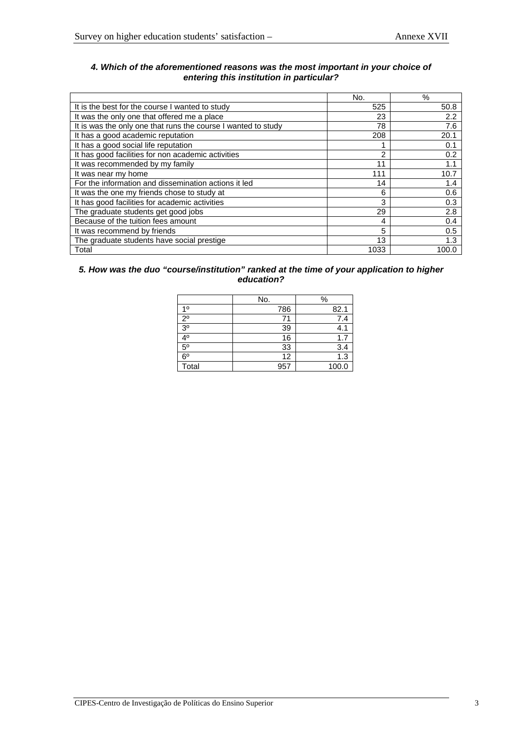***4. Which of the aforementioned reasons was the most important in your choice of entering this institution in particular?***

| | No. | % |
|---|---|---|
| It is the best for the course I wanted to study | 525 | 50.8 |
| It was the only one that offered me a place | 23 | 2.2 |
| It is was the only one that runs the course I wanted to study | 78 | 7.6 |
| It has a good academic reputation | 208 | 20.1 |
| It has a good social life reputation | 1 | 0.1 |
| It has good facilities for non academic activities | 2 | 0.2 |
| It was recommended by my family | 11 | 1.1 |
| It was near my home | 111 | 10.7 |
| For the information and dissemination actions it led | 14 | 1.4 |
| It was the one my friends chose to study at | 6 | 0.6 |
| It has good facilities for academic activities | 3 | 0.3 |
| The graduate students get good jobs | 29 | 2.8 |
| Because of the tuition fees amount | 4 | 0.4 |
| It was recommend by friends | 5 | 0.5 |
| The graduate students have social prestige | 13 | 1.3 |
| Total | 1033 | 100.0 |

***5. How was the duo "course/institution" ranked at the time of your application to higher education?***

| | No. | % |
|---|---|---|
| 1º | 786 | 82.1 |
| 2º | 71 | 7.4 |
| 3º | 39 | 4.1 |
| 4º | 16 | 1.7 |
| 5º | 33 | 3.4 |
| 6º | 12 | 1.3 |
| Total | 957 | 100.0 |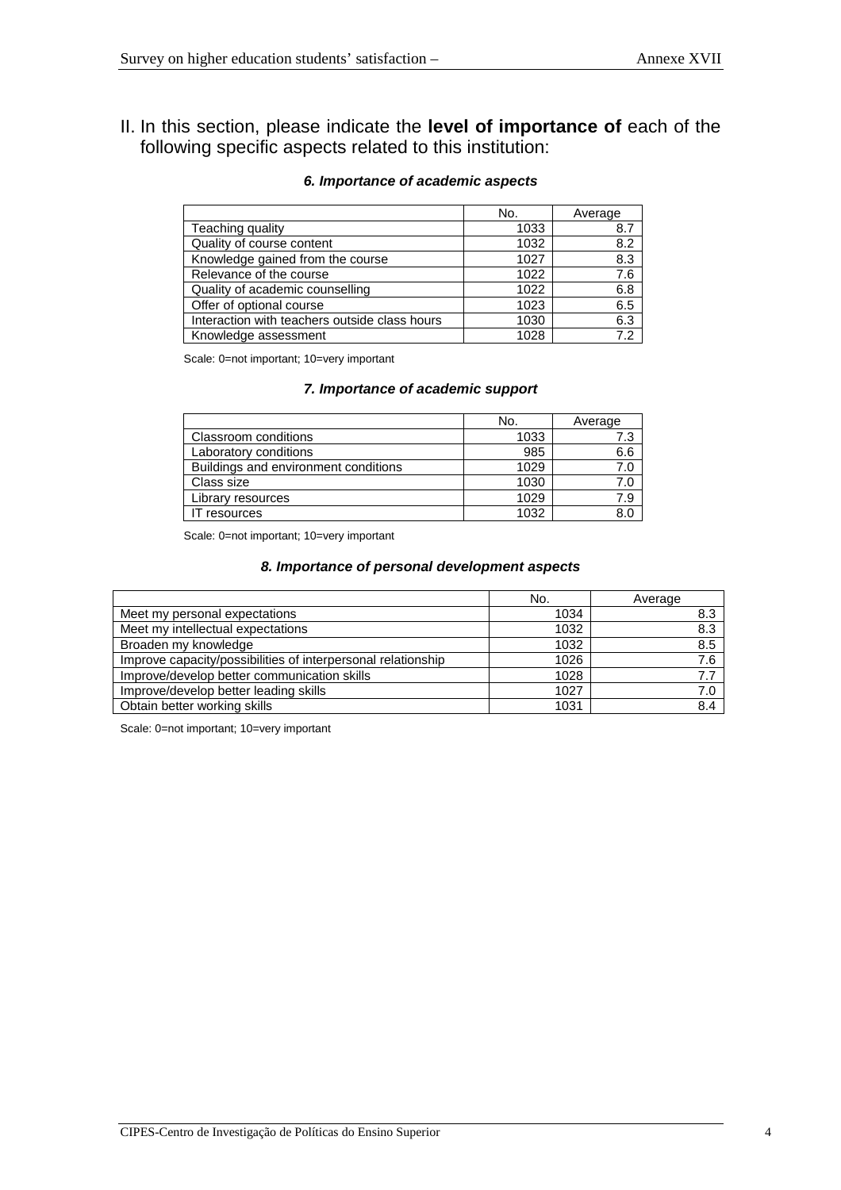II. In this section, please indicate the **level of importance of** each of the following specific aspects related to this institution:

### *6. Importance of academic aspects*

| | No. | Average |
|---|---|---|
| Teaching quality | 1033 | 8.7 |
| Quality of course content | 1032 | 8.2 |
| Knowledge gained from the course | 1027 | 8.3 |
| Relevance of the course | 1022 | 7.6 |
| Quality of academic counselling | 1022 | 6.8 |
| Offer of optional course | 1023 | 6.5 |
| Interaction with teachers outside class hours | 1030 | 6.3 |
| Knowledge assessment | 1028 | 7.2 |

Scale: 0=not important; 10=very important

### *7. Importance of academic support*

| | No. | Average |
|---|---|---|
| Classroom conditions | 1033 | 7.3 |
| Laboratory conditions | 985 | 6.6 |
| Buildings and environment conditions | 1029 | 7.0 |
| Class size | 1030 | 7.0 |
| Library resources | 1029 | 7.9 |
| IT resources | 1032 | 8.0 |

Scale: 0=not important; 10=very important

### *8. Importance of personal development aspects*

| | No. | Average |
|---|---|---|
| Meet my personal expectations | 1034 | 8.3 |
| Meet my intellectual expectations | 1032 | 8.3 |
| Broaden my knowledge | 1032 | 8.5 |
| Improve capacity/possibilities of interpersonal relationship | 1026 | 7.6 |
| Improve/develop better communication skills | 1028 | 7.7 |
| Improve/develop better leading skills | 1027 | 7.0 |
| Obtain better working skills | 1031 | 8.4 |

Scale: 0=not important; 10=very important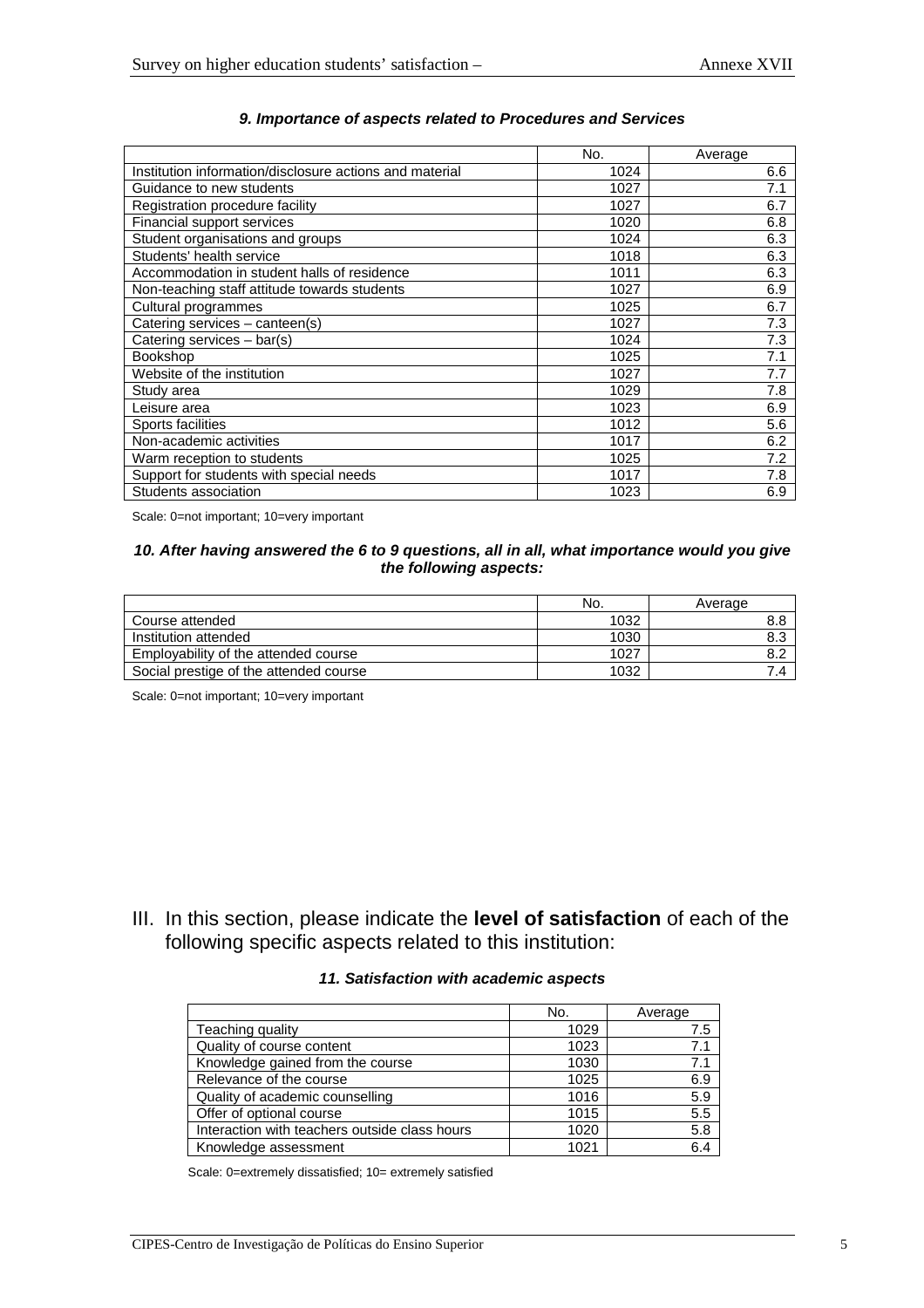### *9. Importance of aspects related to Procedures and Services*

| | No. | Average |
|---|---|---|
| Institution information/disclosure actions and material | 1024 | 6.6 |
| Guidance to new students | 1027 | 7.1 |
| Registration procedure facility | 1027 | 6.7 |
| Financial support services | 1020 | 6.8 |
| Student organisations and groups | 1024 | 6.3 |
| Students' health service | 1018 | 6.3 |
| Accommodation in student halls of residence | 1011 | 6.3 |
| Non-teaching staff attitude towards students | 1027 | 6.9 |
| Cultural programmes | 1025 | 6.7 |
| Catering services – canteen(s) | 1027 | 7.3 |
| Catering services – bar(s) | 1024 | 7.3 |
| Bookshop | 1025 | 7.1 |
| Website of the institution | 1027 | 7.7 |
| Study area | 1029 | 7.8 |
| Leisure area | 1023 | 6.9 |
| Sports facilities | 1012 | 5.6 |
| Non-academic activities | 1017 | 6.2 |
| Warm reception to students | 1025 | 7.2 |
| Support for students with special needs | 1017 | 7.8 |
| Students association | 1023 | 6.9 |

Scale: 0=not important; 10=very important

### *10. After having answered the 6 to 9 questions, all in all, what importance would you give the following aspects:*

| | No. | Average |
|---|---|---|
| Course attended | 1032 | 8.8 |
| Institution attended | 1030 | 8.3 |
| Employability of the attended course | 1027 | 8.2 |
| Social prestige of the attended course | 1032 | 7.4 |

Scale: 0=not important; 10=very important

## III. In this section, please indicate the **level of satisfaction** of each of the following specific aspects related to this institution:

### *11. Satisfaction with academic aspects*

| | No. | Average |
|---|---|---|
| Teaching quality | 1029 | 7.5 |
| Quality of course content | 1023 | 7.1 |
| Knowledge gained from the course | 1030 | 7.1 |
| Relevance of the course | 1025 | 6.9 |
| Quality of academic counselling | 1016 | 5.9 |
| Offer of optional course | 1015 | 5.5 |
| Interaction with teachers outside class hours | 1020 | 5.8 |
| Knowledge assessment | 1021 | 6.4 |

Scale: 0=extremely dissatisfied; 10= extremely satisfied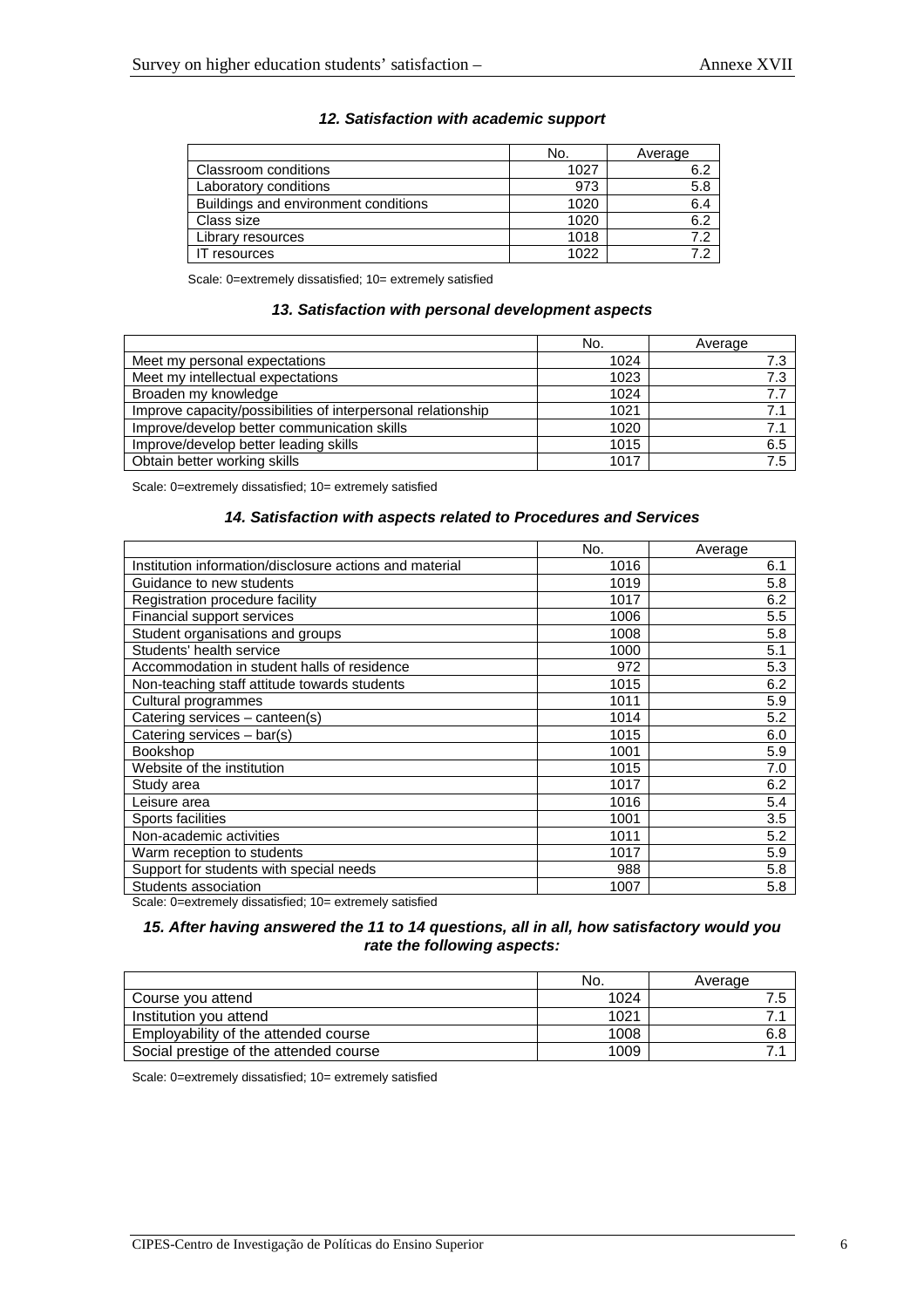### *12. Satisfaction with academic support*

| | No. | Average |
|---|---|---|
| Classroom conditions | 1027 | 6.2 |
| Laboratory conditions | 973 | 5.8 |
| Buildings and environment conditions | 1020 | 6.4 |
| Class size | 1020 | 6.2 |
| Library resources | 1018 | 7.2 |
| IT resources | 1022 | 7.2 |

Scale: 0=extremely dissatisfied; 10= extremely satisfied

### *13. Satisfaction with personal development aspects*

| | No. | Average |
|---|---|---|
| Meet my personal expectations | 1024 | 7.3 |
| Meet my intellectual expectations | 1023 | 7.3 |
| Broaden my knowledge | 1024 | 7.7 |
| Improve capacity/possibilities of interpersonal relationship | 1021 | 7.1 |
| Improve/develop better communication skills | 1020 | 7.1 |
| Improve/develop better leading skills | 1015 | 6.5 |
| Obtain better working skills | 1017 | 7.5 |

Scale: 0=extremely dissatisfied; 10= extremely satisfied

### *14. Satisfaction with aspects related to Procedures and Services*

| | No. | Average |
|---|---|---|
| Institution information/disclosure actions and material | 1016 | 6.1 |
| Guidance to new students | 1019 | 5.8 |
| Registration procedure facility | 1017 | 6.2 |
| Financial support services | 1006 | 5.5 |
| Student organisations and groups | 1008 | 5.8 |
| Students' health service | 1000 | 5.1 |
| Accommodation in student halls of residence | 972 | 5.3 |
| Non-teaching staff attitude towards students | 1015 | 6.2 |
| Cultural programmes | 1011 | 5.9 |
| Catering services – canteen(s) | 1014 | 5.2 |
| Catering services – bar(s) | 1015 | 6.0 |
| Bookshop | 1001 | 5.9 |
| Website of the institution | 1015 | 7.0 |
| Study area | 1017 | 6.2 |
| Leisure area | 1016 | 5.4 |
| Sports facilities | 1001 | 3.5 |
| Non-academic activities | 1011 | 5.2 |
| Warm reception to students | 1017 | 5.9 |
| Support for students with special needs | 988 | 5.8 |
| Students association | 1007 | 5.8 |

Scale: 0=extremely dissatisfied; 10= extremely satisfied

### *15. After having answered the 11 to 14 questions, all in all, how satisfactory would you rate the following aspects:*

| | No. | Average |
|---|---|---|
| Course you attend | 1024 | 7.5 |
| Institution you attend | 1021 | 7.1 |
| Employability of the attended course | 1008 | 6.8 |
| Social prestige of the attended course | 1009 | 7.1 |

Scale: 0=extremely dissatisfied; 10= extremely satisfied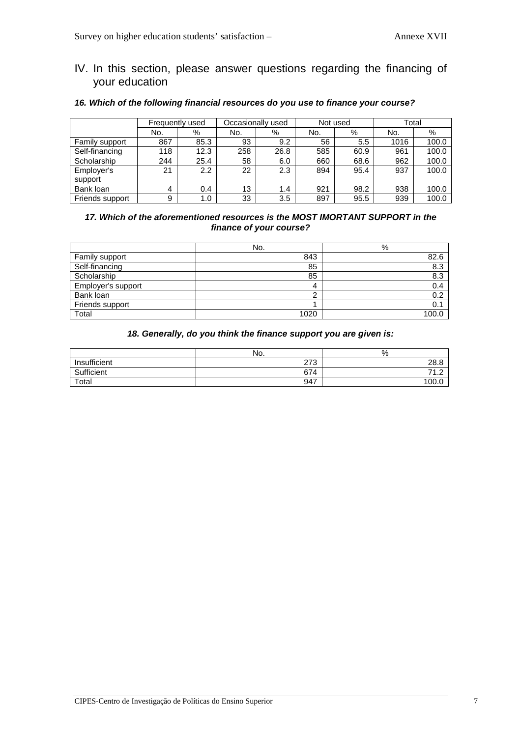## IV. In this section, please answer questions regarding the financing of your education

***16. Which of the following financial resources do you use to finance your course?***

| | Frequently used | | Occasionally used | | Not used | | Total | |
|---|---|---|---|---|---|---|---|---|
| | No. | % | No. | % | No. | % | No. | % |
| Family support | 867 | 85.3 | 93 | 9.2 | 56 | 5.5 | 1016 | 100.0 |
| Self-financing | 118 | 12.3 | 258 | 26.8 | 585 | 60.9 | 961 | 100.0 |
| Scholarship | 244 | 25.4 | 58 | 6.0 | 660 | 68.6 | 962 | 100.0 |
| Employer's support | 21 | 2.2 | 22 | 2.3 | 894 | 95.4 | 937 | 100.0 |
| Bank loan | 4 | 0.4 | 13 | 1.4 | 921 | 98.2 | 938 | 100.0 |
| Friends support | 9 | 1.0 | 33 | 3.5 | 897 | 95.5 | 939 | 100.0 |

***17. Which of the aforementioned resources is the MOST IMORTANT SUPPORT in the finance of your course?***

| | No. | % |
|---|---|---|
| Family support | 843 | 82.6 |
| Self-financing | 85 | 8.3 |
| Scholarship | 85 | 8.3 |
| Employer's support | 4 | 0.4 |
| Bank loan | 2 | 0.2 |
| Friends support | 1 | 0.1 |
| Total | 1020 | 100.0 |

***18. Generally, do you think the finance support you are given is:***

| | No. | % |
|---|---|---|
| Insufficient | 273 | 28.8 |
| Sufficient | 674 | 71.2 |
| Total | 947 | 100.0 |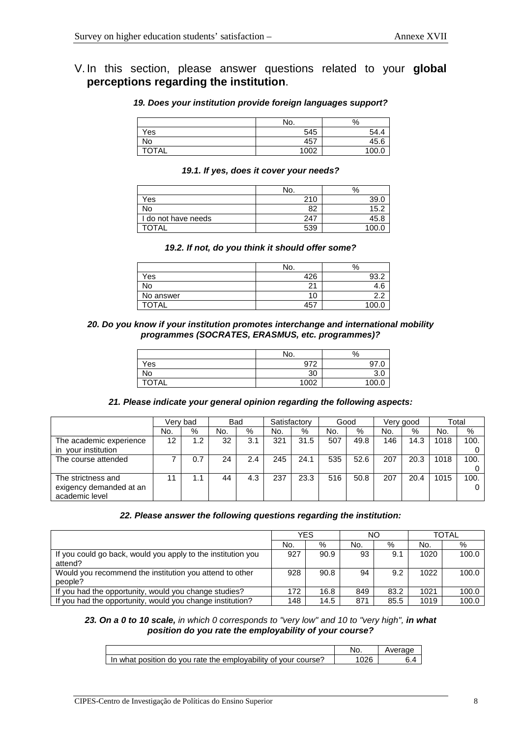## V. In this section, please answer questions related to your **global perceptions regarding the institution**.

***19. Does your institution provide foreign languages support?***

| | No. | % |
|---|---|---|
| Yes | 545 | 54.4 |
| No | 457 | 45.6 |
| TOTAL | 1002 | 100.0 |

***19.1. If yes, does it cover your needs?***

| | No. | % |
|---|---|---|
| Yes | 210 | 39.0 |
| No | 82 | 15.2 |
| I do not have needs | 247 | 45.8 |
| TOTAL | 539 | 100.0 |

***19.2. If not, do you think it should offer some?***

| | No. | % |
|---|---|---|
| Yes | 426 | 93.2 |
| No | 21 | 4.6 |
| No answer | 10 | 2.2 |
| TOTAL | 457 | 100.0 |

***20. Do you know if your institution promotes interchange and international mobility programmes (SOCRATES, ERASMUS, etc. programmes)?***

| | No. | % |
|---|---|---|
| Yes | 972 | 97.0 |
| No | 30 | 3.0 |
| TOTAL | 1002 | 100.0 |

***21. Please indicate your general opinion regarding the following aspects:***

| | Very bad | | Bad | | Satisfactory | | Good | | Very good | | Total | |
|---|---|---|---|---|---|---|---|---|---|---|---|---|
| | No. | % | No. | % | No. | % | No. | % | No. | % | No. | % |
| The academic experience in your institution | 12 | 1.2 | 32 | 3.1 | 321 | 31.5 | 507 | 49.8 | 146 | 14.3 | 1018 | 100.0 |
| The course attended | 7 | 0.7 | 24 | 2.4 | 245 | 24.1 | 535 | 52.6 | 207 | 20.3 | 1018 | 100.0 |
| The strictness and exigency demanded at an academic level | 11 | 1.1 | 44 | 4.3 | 237 | 23.3 | 516 | 50.8 | 207 | 20.4 | 1015 | 100.0 |

***22. Please answer the following questions regarding the institution:***

| | YES | | NO | | TOTAL | |
|---|---|---|---|---|---|---|
| | No. | % | No. | % | No. | % |
| If you could go back, would you apply to the institution you attend? | 927 | 90.9 | 93 | 9.1 | 1020 | 100.0 |
| Would you recommend the institution you attend to other people? | 928 | 90.8 | 94 | 9.2 | 1022 | 100.0 |
| If you had the opportunity, would you change studies? | 172 | 16.8 | 849 | 83.2 | 1021 | 100.0 |
| If you had the opportunity, would you change institution? | 148 | 14.5 | 871 | 85.5 | 1019 | 100.0 |

***23. On a 0 to 10 scale,** in which 0 corresponds to "very low" and 10 to "very high", **in what position do you rate the employability of your course?***

| | No. | Average |
|---|---|---|
| In what position do you rate the employability of your course? | 1026 | 6.4 |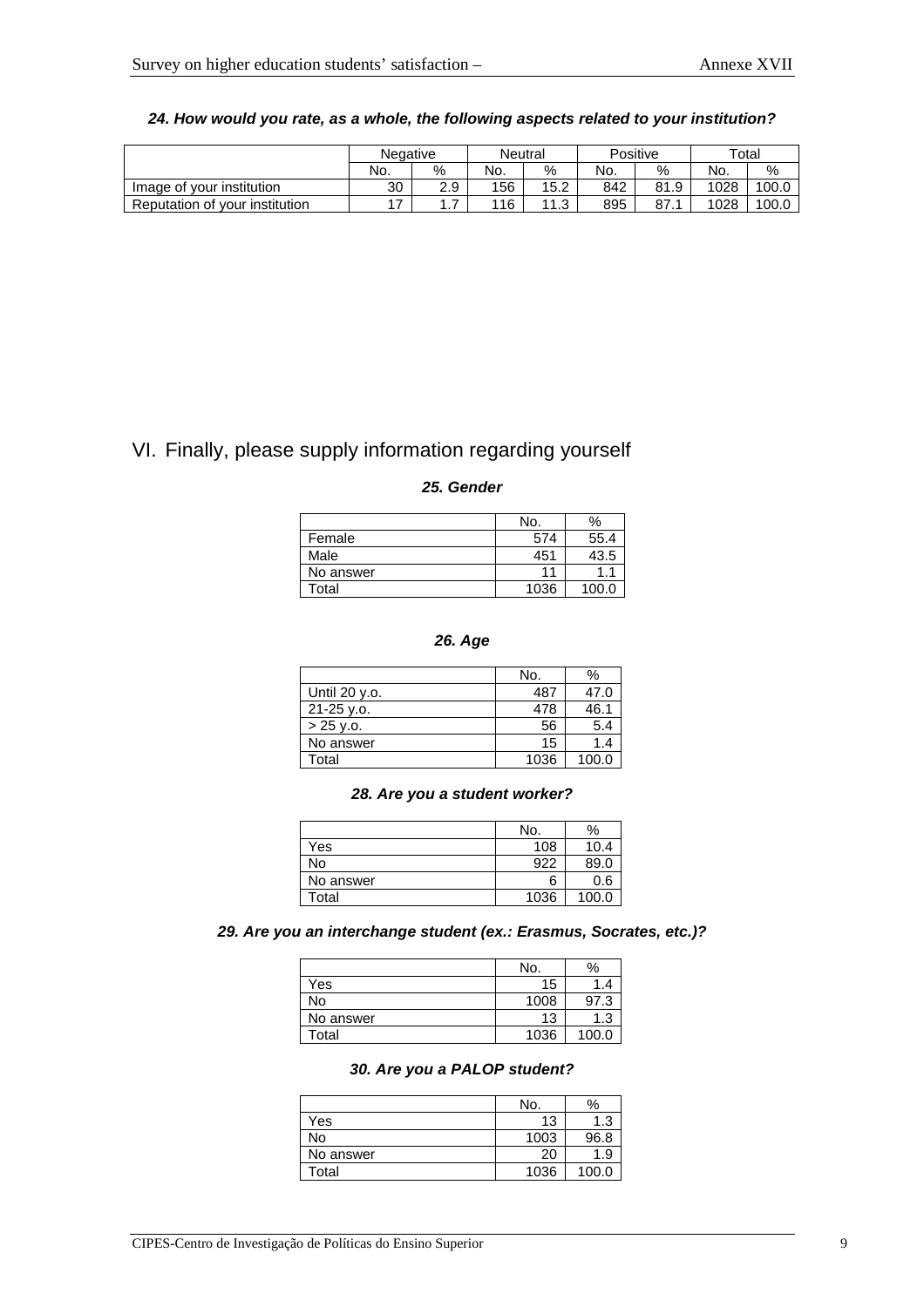***24. How would you rate, as a whole, the following aspects related to your institution?***

| | Negative | | Neutral | | Positive | | Total | |
|---|---|---|---|---|---|---|---|---|
| | No. | % | No. | % | No. | % | No. | % |
| Image of your institution | 30 | 2.9 | 156 | 15.2 | 842 | 81.9 | 1028 | 100.0 |
| Reputation of your institution | 17 | 1.7 | 116 | 11.3 | 895 | 87.1 | 1028 | 100.0 |

# VI. Finally, please supply information regarding yourself

***25. Gender***

| | No. | % |
|---|---|---|
| Female | 574 | 55.4 |
| Male | 451 | 43.5 |
| No answer | 11 | 1.1 |
| Total | 1036 | 100.0 |

***26. Age***

| | No. | % |
|---|---|---|
| Until 20 y.o. | 487 | 47.0 |
| 21-25 y.o. | 478 | 46.1 |
| > 25 y.o. | 56 | 5.4 |
| No answer | 15 | 1.4 |
| Total | 1036 | 100.0 |

***28. Are you a student worker?***

| | No. | % |
|---|---|---|
| Yes | 108 | 10.4 |
| No | 922 | 89.0 |
| No answer | 6 | 0.6 |
| Total | 1036 | 100.0 |

***29. Are you an interchange student (ex.: Erasmus, Socrates, etc.)?***

| | No. | % |
|---|---|---|
| Yes | 15 | 1.4 |
| No | 1008 | 97.3 |
| No answer | 13 | 1.3 |
| Total | 1036 | 100.0 |

***30. Are you a PALOP student?***

| | No. | % |
|---|---|---|
| Yes | 13 | 1.3 |
| No | 1003 | 96.8 |
| No answer | 20 | 1.9 |
| Total | 1036 | 100.0 |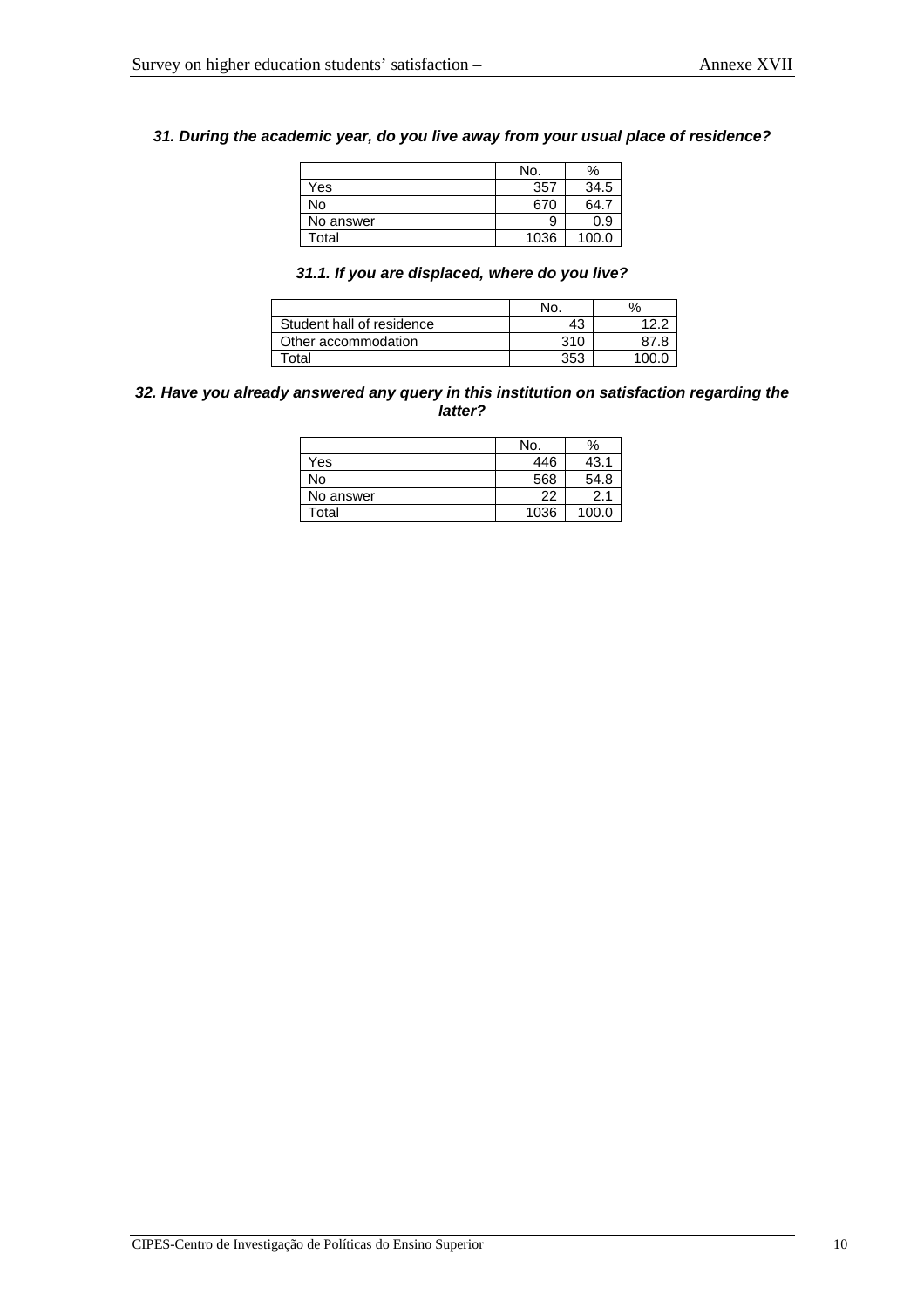***31. During the academic year, do you live away from your usual place of residence?***

| | No. | % |
|---|---|---|
| Yes | 357 | 34.5 |
| No | 670 | 64.7 |
| No answer | 9 | 0.9 |
| Total | 1036 | 100.0 |

***31.1. If you are displaced, where do you live?***

| | No. | % |
|---|---|---|
| Student hall of residence | 43 | 12.2 |
| Other accommodation | 310 | 87.8 |
| Total | 353 | 100.0 |

***32. Have you already answered any query in this institution on satisfaction regarding the latter?***

| | No. | % |
|---|---|---|
| Yes | 446 | 43.1 |
| No | 568 | 54.8 |
| No answer | 22 | 2.1 |
| Total | 1036 | 100.0 |